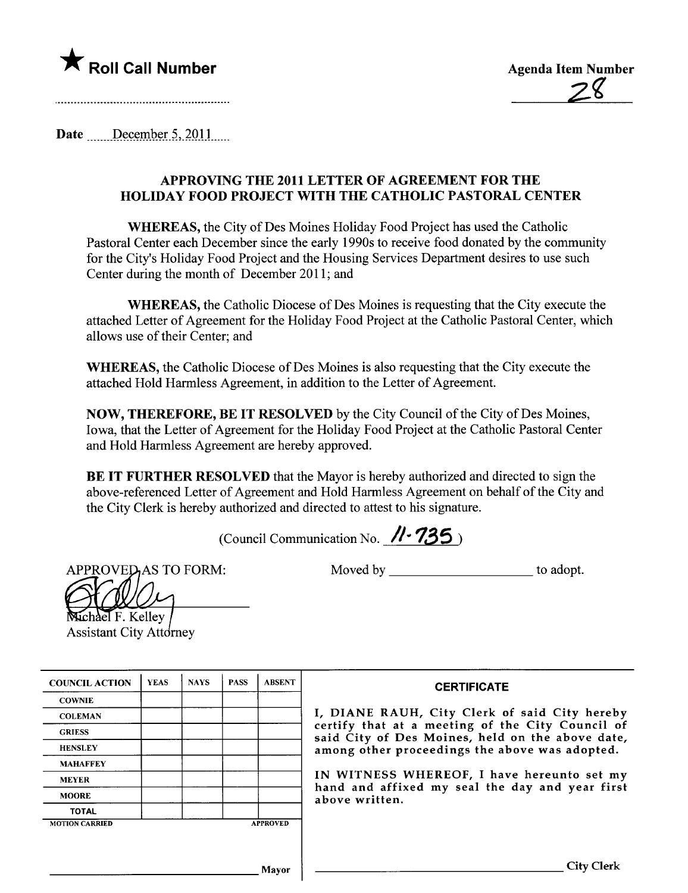★ **Roll Call Number**

.........................................................

**Agenda Item Number**

28

**Date** December 5, 2011

## APPROVING THE 2011 LETTER OF AGREEMENT FOR THE HOLIDAY FOOD PROJECT WITH THE CATHOLIC PASTORAL CENTER

**WHEREAS,** the City of Des Moines Holiday Food Project has used the Catholic Pastoral Center each December since the early 1990s to receive food donated by the community for the City's Holiday Food Project and the Housing Services Department desires to use such Center during the month of December 2011; and

**WHEREAS,** the Catholic Diocese of Des Moines is requesting that the City execute the attached Letter of Agreement for the Holiday Food Project at the Catholic Pastoral Center, which allows use of their Center; and

**WHEREAS,** the Catholic Diocese of Des Moines is also requesting that the City execute the attached Hold Harmless Agreement, in addition to the Letter of Agreement.

**NOW, THEREFORE, BE IT RESOLVED** by the City Council of the City of Des Moines, Iowa, that the Letter of Agreement for the Holiday Food Project at the Catholic Pastoral Center and Hold Harmless Agreement are hereby approved.

**BE IT FURTHER RESOLVED** that the Mayor is hereby authorized and directed to sign the above-referenced Letter of Agreement and Hold Harmless Agreement on behalf of the City and the City Clerk is hereby authorized and directed to attest to his signature.

(Council Communication No. 11-735)

APPROVED AS TO FORM:

Michael F. Kelley
Assistant City Attorney

Moved by ____________________ to adopt.

| COUNCIL ACTION | YEAS | NAYS | PASS | ABSENT |
|---|---|---|---|---|
| COWNIE | | | | |
| COLEMAN | | | | |
| GRIESS | | | | |
| HENSLEY | | | | |
| MAHAFFEY | | | | |
| MEYER | | | | |
| MOORE | | | | |
| TOTAL | | | | |
| MOTION CARRIED | | | | APPROVED |

______________________________ Mayor

**CERTIFICATE**

I, DIANE RAUH, City Clerk of said City hereby certify that at a meeting of the City Council of said City of Des Moines, held on the above date, among other proceedings the above was adopted.

IN WITNESS WHEREOF, I have hereunto set my hand and affixed my seal the day and year first above written.

______________________________ City Clerk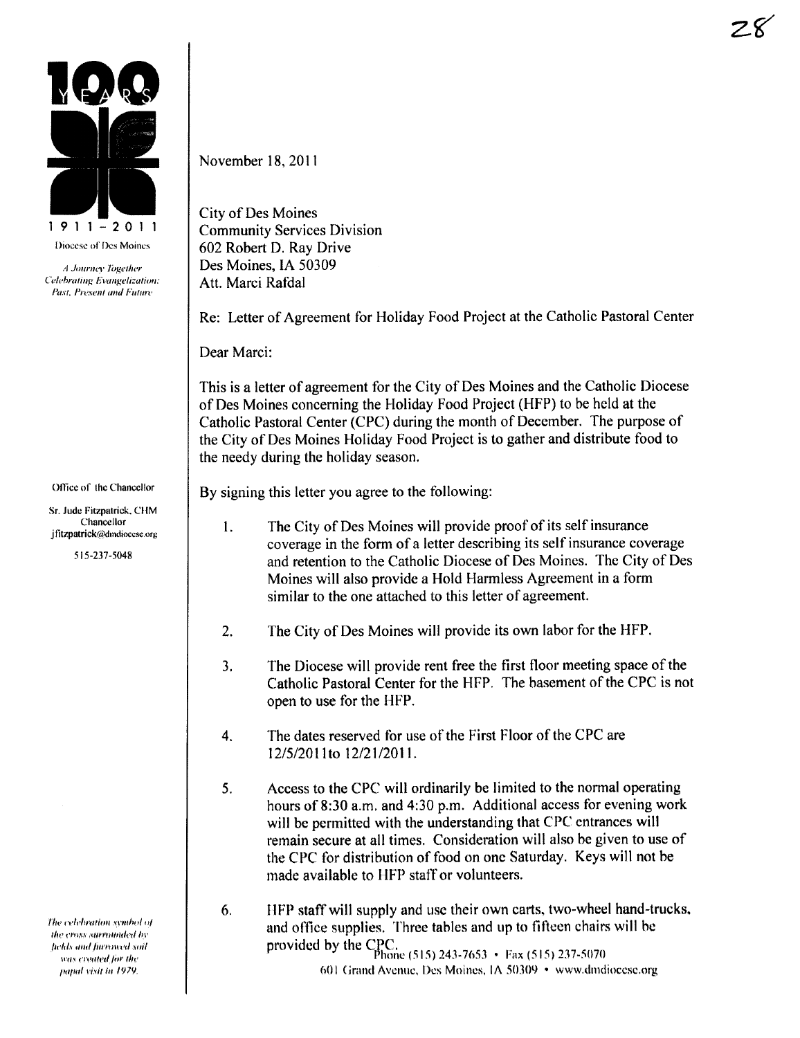28

**100 YEARS**

1911 – 2011

Diocese of Des Moines

*A Journey Together*
*Celebrating Evangelization:*
*Past, Present and Future*

Office of the Chancellor

Sr. Jude Fitzpatrick, CHM
Chancellor
jfitzpatrick@dmdiocese.org

515-237-5048

*The celebration symbol of the cross surrounded by fields and furrowed soil was created for the papal visit in 1979.*

November 18, 2011

City of Des Moines
Community Services Division
602 Robert D. Ray Drive
Des Moines, IA 50309
Att. Marci Rafdal

Re: Letter of Agreement for Holiday Food Project at the Catholic Pastoral Center

Dear Marci:

This is a letter of agreement for the City of Des Moines and the Catholic Diocese of Des Moines concerning the Holiday Food Project (HFP) to be held at the Catholic Pastoral Center (CPC) during the month of December. The purpose of the City of Des Moines Holiday Food Project is to gather and distribute food to the needy during the holiday season.

By signing this letter you agree to the following:

1. The City of Des Moines will provide proof of its self insurance coverage in the form of a letter describing its self insurance coverage and retention to the Catholic Diocese of Des Moines. The City of Des Moines will also provide a Hold Harmless Agreement in a form similar to the one attached to this letter of agreement.

2. The City of Des Moines will provide its own labor for the HFP.

3. The Diocese will provide rent free the first floor meeting space of the Catholic Pastoral Center for the HFP. The basement of the CPC is not open to use for the HFP.

4. The dates reserved for use of the First Floor of the CPC are 12/5/2011to 12/21/2011.

5. Access to the CPC will ordinarily be limited to the normal operating hours of 8:30 a.m. and 4:30 p.m. Additional access for evening work will be permitted with the understanding that CPC entrances will remain secure at all times. Consideration will also be given to use of the CPC for distribution of food on one Saturday. Keys will not be made available to HFP staff or volunteers.

6. HFP staff will supply and use their own carts, two-wheel hand-trucks, and office supplies. Three tables and up to fifteen chairs will be provided by the CPC.

Phone (515) 243-7653 • Fax (515) 237-5070
601 Grand Avenue, Des Moines, IA 50309 • www.dmdiocese.org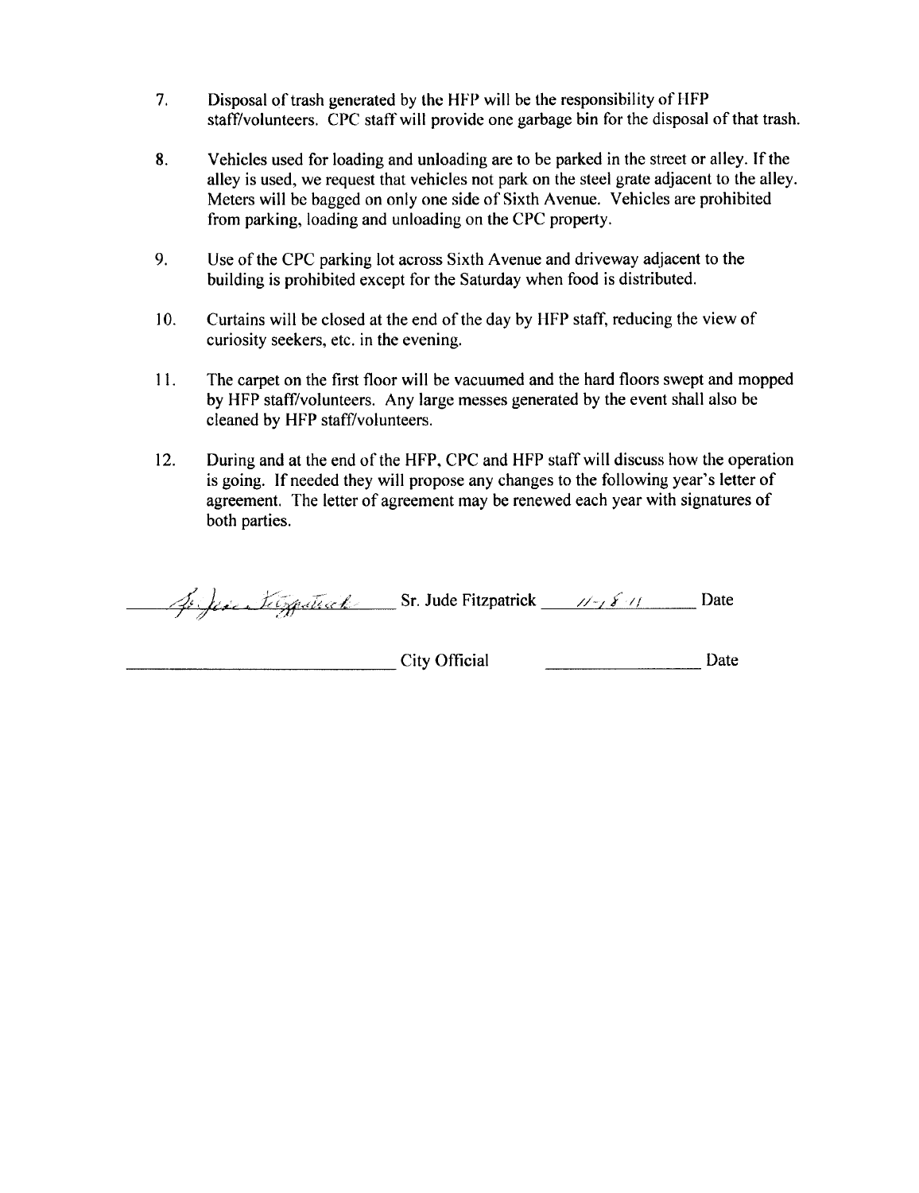7. Disposal of trash generated by the HFP will be the responsibility of HFP staff/volunteers. CPC staff will provide one garbage bin for the disposal of that trash.

8. Vehicles used for loading and unloading are to be parked in the street or alley. If the alley is used, we request that vehicles not park on the steel grate adjacent to the alley. Meters will be bagged on only one side of Sixth Avenue. Vehicles are prohibited from parking, loading and unloading on the CPC property.

9. Use of the CPC parking lot across Sixth Avenue and driveway adjacent to the building is prohibited except for the Saturday when food is distributed.

10. Curtains will be closed at the end of the day by HFP staff, reducing the view of curiosity seekers, etc. in the evening.

11. The carpet on the first floor will be vacuumed and the hard floors swept and mopped by HFP staff/volunteers. Any large messes generated by the event shall also be cleaned by HFP staff/volunteers.

12. During and at the end of the HFP, CPC and HFP staff will discuss how the operation is going. If needed they will propose any changes to the following year's letter of agreement. The letter of agreement may be renewed each year with signatures of both parties.

Sr. Jude Fitzpatrick ______ Sr. Jude Fitzpatrick ___11-18-11___ Date

________________________ City Official ________________ Date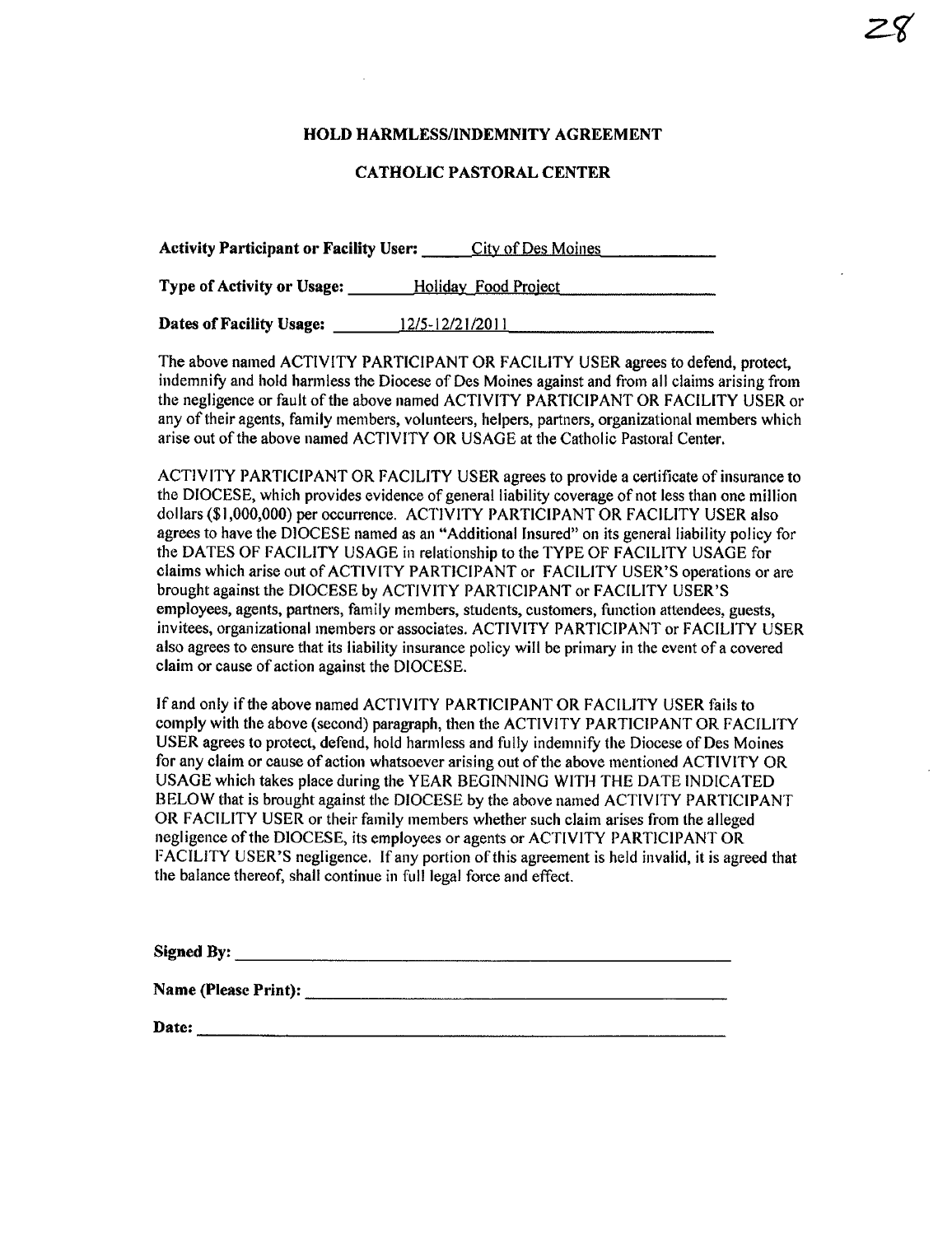28

## HOLD HARMLESS/INDEMNITY AGREEMENT

## CATHOLIC PASTORAL CENTER

**Activity Participant or Facility User:** City of Des Moines

**Type of Activity or Usage:** Holiday Food Project

**Dates of Facility Usage:** 12/5-12/21/2011

The above named ACTIVITY PARTICIPANT OR FACILITY USER agrees to defend, protect, indemnify and hold harmless the Diocese of Des Moines against and from all claims arising from the negligence or fault of the above named ACTIVITY PARTICIPANT OR FACILITY USER or any of their agents, family members, volunteers, helpers, partners, organizational members which arise out of the above named ACTIVITY OR USAGE at the Catholic Pastoral Center.

ACTIVITY PARTICIPANT OR FACILITY USER agrees to provide a certificate of insurance to the DIOCESE, which provides evidence of general liability coverage of not less than one million dollars ($1,000,000) per occurrence. ACTIVITY PARTICIPANT OR FACILITY USER also agrees to have the DIOCESE named as an "Additional Insured" on its general liability policy for the DATES OF FACILITY USAGE in relationship to the TYPE OF FACILITY USAGE for claims which arise out of ACTIVITY PARTICIPANT or FACILITY USER'S operations or are brought against the DIOCESE by ACTIVITY PARTICIPANT or FACILITY USER'S employees, agents, partners, family members, students, customers, function attendees, guests, invitees, organizational members or associates. ACTIVITY PARTICIPANT or FACILITY USER also agrees to ensure that its liability insurance policy will be primary in the event of a covered claim or cause of action against the DIOCESE.

If and only if the above named ACTIVITY PARTICIPANT OR FACILITY USER fails to comply with the above (second) paragraph, then the ACTIVITY PARTICIPANT OR FACILITY USER agrees to protect, defend, hold harmless and fully indemnify the Diocese of Des Moines for any claim or cause of action whatsoever arising out of the above mentioned ACTIVITY OR USAGE which takes place during the YEAR BEGINNING WITH THE DATE INDICATED BELOW that is brought against the DIOCESE by the above named ACTIVITY PARTICIPANT OR FACILITY USER or their family members whether such claim arises from the alleged negligence of the DIOCESE, its employees or agents or ACTIVITY PARTICIPANT OR FACILITY USER'S negligence. If any portion of this agreement is held invalid, it is agreed that the balance thereof, shall continue in full legal force and effect.

**Signed By:** ____________________________________________

**Name (Please Print):** ____________________________________

**Date:** _________________________________________________